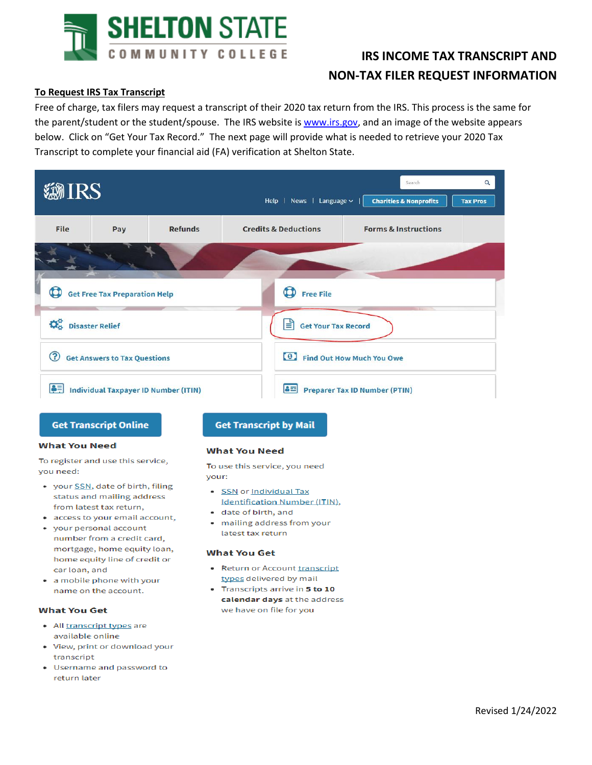# IRS INCOME TAX TRANSCRIPT AND NON-TAX FILER REQUEST INFORMATION

**To Request IRS Tax Transcript**

Free of charge, tax filers may request a transcript of their 2020 tax return from the IRS. This process is the same for the parent/student or the student/spouse. The IRS website is www.irs.gov, and an image of the website appears below. Click on "Get Your Tax Record." The next page will provide what is needed to retrieve your 2020 Tax Transcript to complete your financial aid (FA) verification at Shelton State.

IRS

Help | News | Language | Charities & Nonprofits | Tax Pros

File | Pay | Refunds | Credits & Deductions | Forms & Instructions

- Get Free Tax Preparation Help
- Free File
- Disaster Relief
- Get Your Tax Record
- Get Answers to Tax Questions
- Find Out How Much You Owe
- Individual Taxpayer ID Number (ITIN)
- Preparer Tax ID Number (PTIN)

## Get Transcript Online

### What You Need

To register and use this service, you need:

- your SSN, date of birth, filing status and mailing address from latest tax return,
- access to your email account,
- your personal account number from a credit card, mortgage, home equity loan, home equity line of credit or car loan, and
- a mobile phone with your name on the account.

### What You Get

- All transcript types are available online
- View, print or download your transcript
- Username and password to return later

## Get Transcript by Mail

### What You Need

To use this service, you need your:

- SSN or Individual Tax Identification Number (ITIN),
- date of birth, and
- mailing address from your latest tax return

### What You Get

- Return or Account transcript types delivered by mail
- Transcripts arrive in **5 to 10 calendar days** at the address we have on file for you

Revised 1/24/2022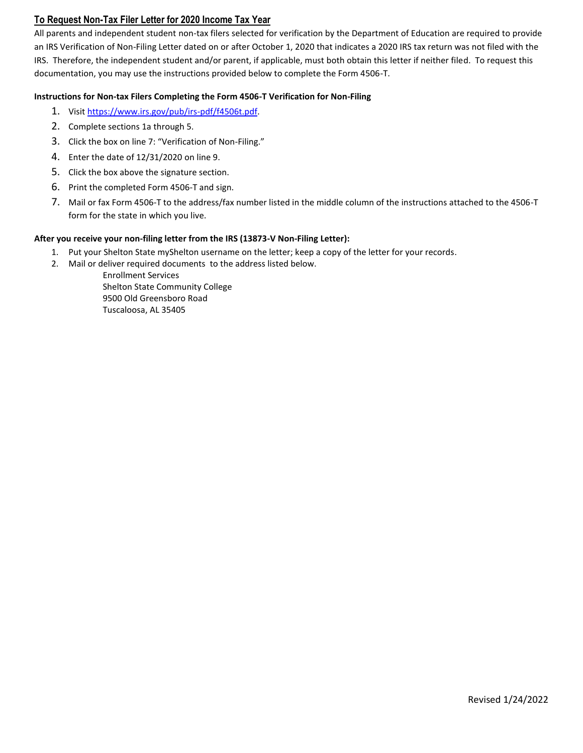## To Request Non-Tax Filer Letter for 2020 Income Tax Year

All parents and independent student non-tax filers selected for verification by the Department of Education are required to provide an IRS Verification of Non-Filing Letter dated on or after October 1, 2020 that indicates a 2020 IRS tax return was not filed with the IRS. Therefore, the independent student and/or parent, if applicable, must both obtain this letter if neither filed. To request this documentation, you may use the instructions provided below to complete the Form 4506-T.

**Instructions for Non-tax Filers Completing the Form 4506-T Verification for Non-Filing**

1. Visit https://www.irs.gov/pub/irs-pdf/f4506t.pdf.
2. Complete sections 1a through 5.
3. Click the box on line 7: "Verification of Non-Filing."
4. Enter the date of 12/31/2020 on line 9.
5. Click the box above the signature section.
6. Print the completed Form 4506-T and sign.
7. Mail or fax Form 4506-T to the address/fax number listed in the middle column of the instructions attached to the 4506-T form for the state in which you live.

**After you receive your non-filing letter from the IRS (13873-V Non-Filing Letter):**

1. Put your Shelton State myShelton username on the letter; keep a copy of the letter for your records.
2. Mail or deliver required documents to the address listed below.

   Enrollment Services
   Shelton State Community College
   9500 Old Greensboro Road
   Tuscaloosa, AL 35405

Revised 1/24/2022